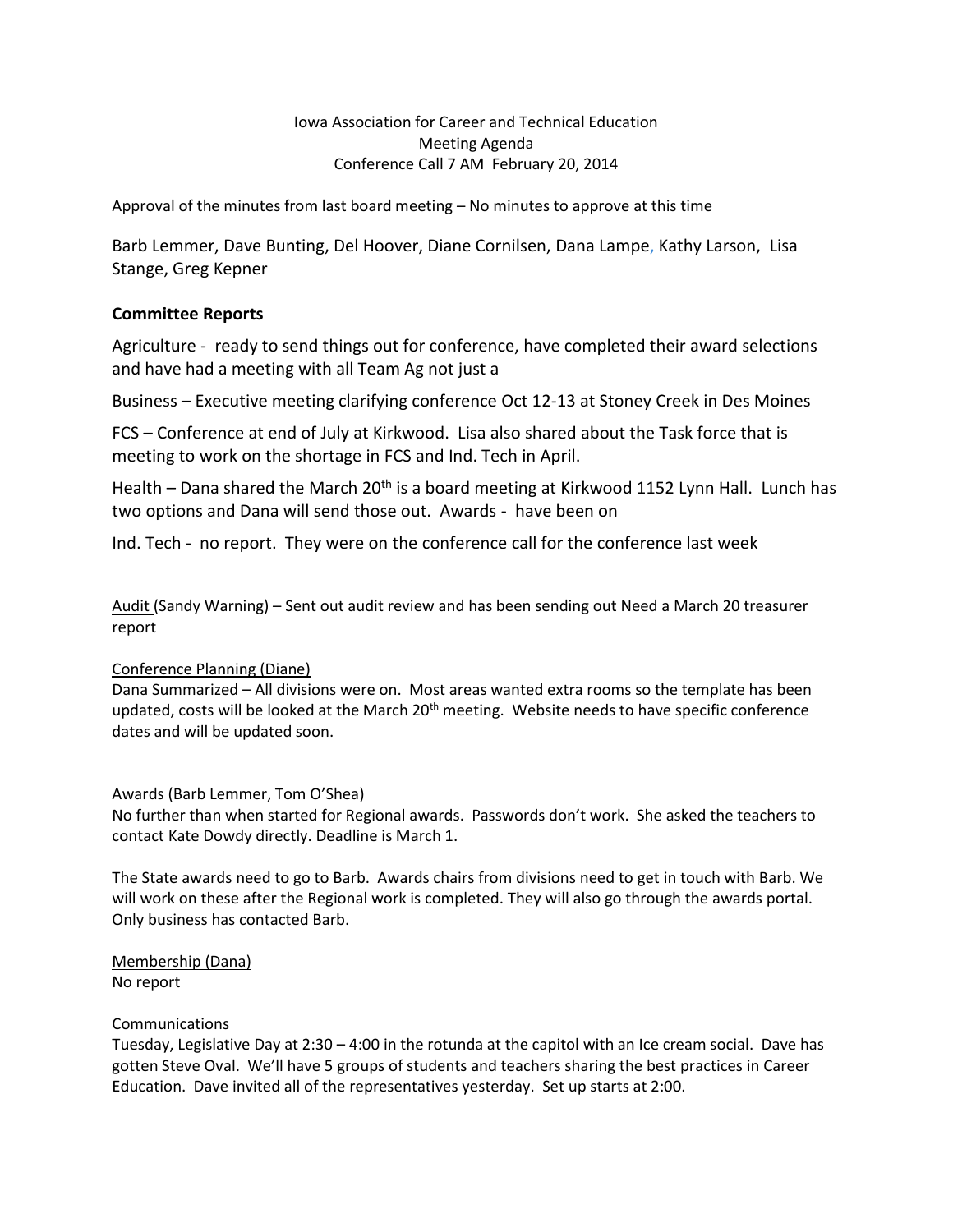Iowa Association for Career and Technical Education
Meeting Agenda
Conference Call 7 AM February 20, 2014

Approval of the minutes from last board meeting – No minutes to approve at this time

Barb Lemmer, Dave Bunting, Del Hoover, Diane Cornilsen, Dana Lampe, Kathy Larson, Lisa Stange, Greg Kepner

## Committee Reports

Agriculture - ready to send things out for conference, have completed their award selections and have had a meeting with all Team Ag not just a

Business – Executive meeting clarifying conference Oct 12-13 at Stoney Creek in Des Moines

FCS – Conference at end of July at Kirkwood. Lisa also shared about the Task force that is meeting to work on the shortage in FCS and Ind. Tech in April.

Health – Dana shared the March 20th is a board meeting at Kirkwood 1152 Lynn Hall. Lunch has two options and Dana will send those out. Awards - have been on

Ind. Tech - no report. They were on the conference call for the conference last week

Audit (Sandy Warning) – Sent out audit review and has been sending out Need a March 20 treasurer report

Conference Planning (Diane)
Dana Summarized – All divisions were on. Most areas wanted extra rooms so the template has been updated, costs will be looked at the March 20th meeting. Website needs to have specific conference dates and will be updated soon.

Awards (Barb Lemmer, Tom O'Shea)
No further than when started for Regional awards. Passwords don't work. She asked the teachers to contact Kate Dowdy directly. Deadline is March 1.

The State awards need to go to Barb. Awards chairs from divisions need to get in touch with Barb. We will work on these after the Regional work is completed. They will also go through the awards portal. Only business has contacted Barb.

Membership (Dana)
No report

Communications
Tuesday, Legislative Day at 2:30 – 4:00 in the rotunda at the capitol with an Ice cream social. Dave has gotten Steve Oval. We'll have 5 groups of students and teachers sharing the best practices in Career Education. Dave invited all of the representatives yesterday. Set up starts at 2:00.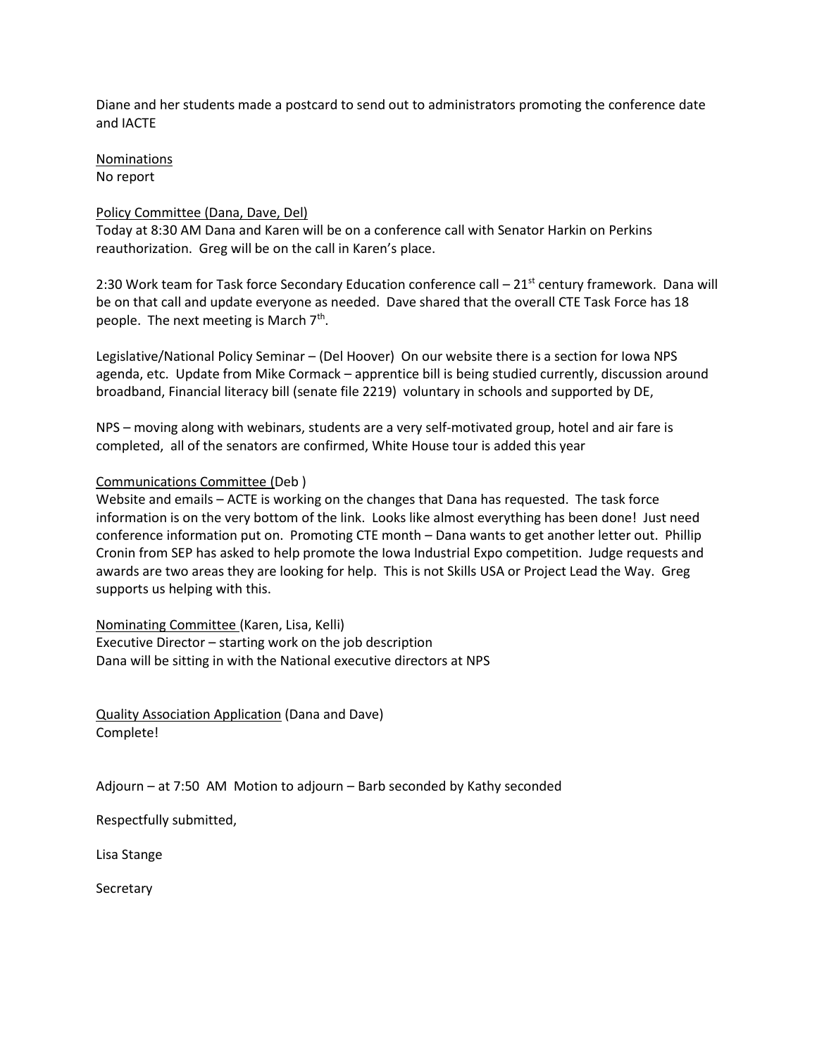Diane and her students made a postcard to send out to administrators promoting the conference date and IACTE

<u>Nominations</u>
No report

<u>Policy Committee (Dana, Dave, Del)</u>
Today at 8:30 AM Dana and Karen will be on a conference call with Senator Harkin on Perkins reauthorization. Greg will be on the call in Karen's place.

2:30 Work team for Task force Secondary Education conference call – 21st century framework. Dana will be on that call and update everyone as needed. Dave shared that the overall CTE Task Force has 18 people. The next meeting is March 7th.

Legislative/National Policy Seminar – (Del Hoover) On our website there is a section for Iowa NPS agenda, etc. Update from Mike Cormack – apprentice bill is being studied currently, discussion around broadband, Financial literacy bill (senate file 2219) voluntary in schools and supported by DE,

NPS – moving along with webinars, students are a very self-motivated group, hotel and air fare is completed, all of the senators are confirmed, White House tour is added this year

<u>Communications Committee (</u>Deb )
Website and emails – ACTE is working on the changes that Dana has requested. The task force information is on the very bottom of the link. Looks like almost everything has been done! Just need conference information put on. Promoting CTE month – Dana wants to get another letter out. Phillip Cronin from SEP has asked to help promote the Iowa Industrial Expo competition. Judge requests and awards are two areas they are looking for help. This is not Skills USA or Project Lead the Way. Greg supports us helping with this.

<u>Nominating Committee (</u>Karen, Lisa, Kelli)
Executive Director – starting work on the job description
Dana will be sitting in with the National executive directors at NPS

<u>Quality Association Application</u> (Dana and Dave)
Complete!

Adjourn – at 7:50 AM Motion to adjourn – Barb seconded by Kathy seconded

Respectfully submitted,

Lisa Stange

Secretary